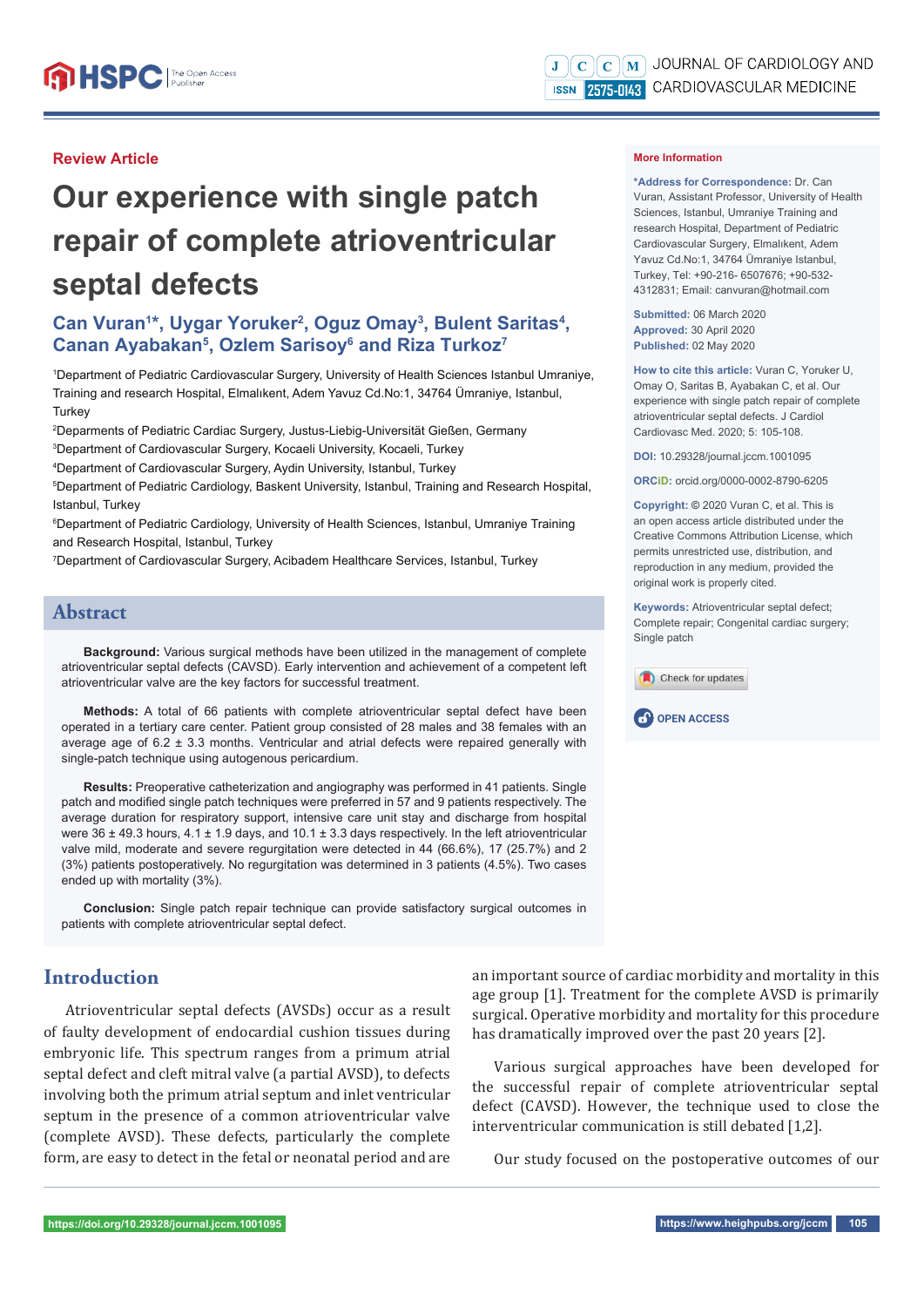Review Article

# Our experience with single patch repair of complete atrioventricular septal defects

## Can Vuran[1]*, Uygar Yoruker[2], Oguz Omay[3], Bulent Saritas[4], Canan Ayabakan[5], Ozlem Sarisoy[6] and Riza Turkoz[7]

[1]Department of Pediatric Cardiovascular Surgery, University of Health Sciences Istanbul Umraniye, Training and research Hospital, Elmalıkent, Adem Yavuz Cd.No:1, 34764 Ümraniye, Istanbul, Turkey

[2]Deparments of Pediatric Cardiac Surgery, Justus-Liebig-Universität Gießen, Germany

[3]Department of Cardiovascular Surgery, Kocaeli University, Kocaeli, Turkey

[4]Department of Cardiovascular Surgery, Aydin University, Istanbul, Turkey

[5]Department of Pediatric Cardiology, Baskent University, Istanbul, Training and Research Hospital, Istanbul, Turkey

[6]Department of Pediatric Cardiology, University of Health Sciences, Istanbul, Umraniye Training and Research Hospital, Istanbul, Turkey

[7]Department of Cardiovascular Surgery, Acibadem Healthcare Services, Istanbul, Turkey

## Abstract

**Background:** Various surgical methods have been utilized in the management of complete atrioventricular septal defects (CAVSD). Early intervention and achievement of a competent left atrioventricular valve are the key factors for successful treatment.

**Methods:** A total of 66 patients with complete atrioventricular septal defect have been operated in a tertiary care center. Patient group consisted of 28 males and 38 females with an average age of 6.2 ± 3.3 months. Ventricular and atrial defects were repaired generally with single-patch technique using autogenous pericardium.

**Results:** Preoperative catheterization and angiography was performed in 41 patients. Single patch and modified single patch techniques were preferred in 57 and 9 patients respectively. The average duration for respiratory support, intensive care unit stay and discharge from hospital were 36 ± 49.3 hours, 4.1 ± 1.9 days, and 10.1 ± 3.3 days respectively. In the left atrioventricular valve mild, moderate and severe regurgitation were detected in 44 (66.6%), 17 (25.7%) and 2 (3%) patients postoperatively. No regurgitation was determined in 3 patients (4.5%). Two cases ended up with mortality (3%).

**Conclusion:** Single patch repair technique can provide satisfactory surgical outcomes in patients with complete atrioventricular septal defect.

**More Information**

**\*Address for Correspondence:** Dr. Can Vuran, Assistant Professor, University of Health Sciences, Istanbul, Umraniye Training and research Hospital, Department of Pediatric Cardiovascular Surgery, Elmalıkent, Adem Yavuz Cd.No:1, 34764 Ümraniye Istanbul, Turkey, Tel: +90-216- 6507676; +90-532-4312831; Email: canvuran@hotmail.com

**Submitted:** 06 March 2020
**Approved:** 30 April 2020
**Published:** 02 May 2020

**How to cite this article:** Vuran C, Yoruker U, Omay O, Saritas B, Ayabakan C, et al. Our experience with single patch repair of complete atrioventricular septal defects. J Cardiol Cardiovasc Med. 2020; 5: 105-108.

**DOI:** 10.29328/journal.jccm.1001095

**ORCiD:** orcid.org/0000-0002-8790-6205

**Copyright:** © 2020 Vuran C, et al. This is an open access article distributed under the Creative Commons Attribution License, which permits unrestricted use, distribution, and reproduction in any medium, provided the original work is properly cited.

**Keywords:** Atrioventricular septal defect; Complete repair; Congenital cardiac surgery; Single patch

OPEN ACCESS

## Introduction

Atrioventricular septal defects (AVSDs) occur as a result of faulty development of endocardial cushion tissues during embryonic life. This spectrum ranges from a primum atrial septal defect and cleft mitral valve (a partial AVSD), to defects involving both the primum atrial septum and inlet ventricular septum in the presence of a common atrioventricular valve (complete AVSD). These defects, particularly the complete form, are easy to detect in the fetal or neonatal period and are an important source of cardiac morbidity and mortality in this age group [1]. Treatment for the complete AVSD is primarily surgical. Operative morbidity and mortality for this procedure has dramatically improved over the past 20 years [2].

Various surgical approaches have been developed for the successful repair of complete atrioventricular septal defect (CAVSD). However, the technique used to close the interventricular communication is still debated [1,2].

Our study focused on the postoperative outcomes of our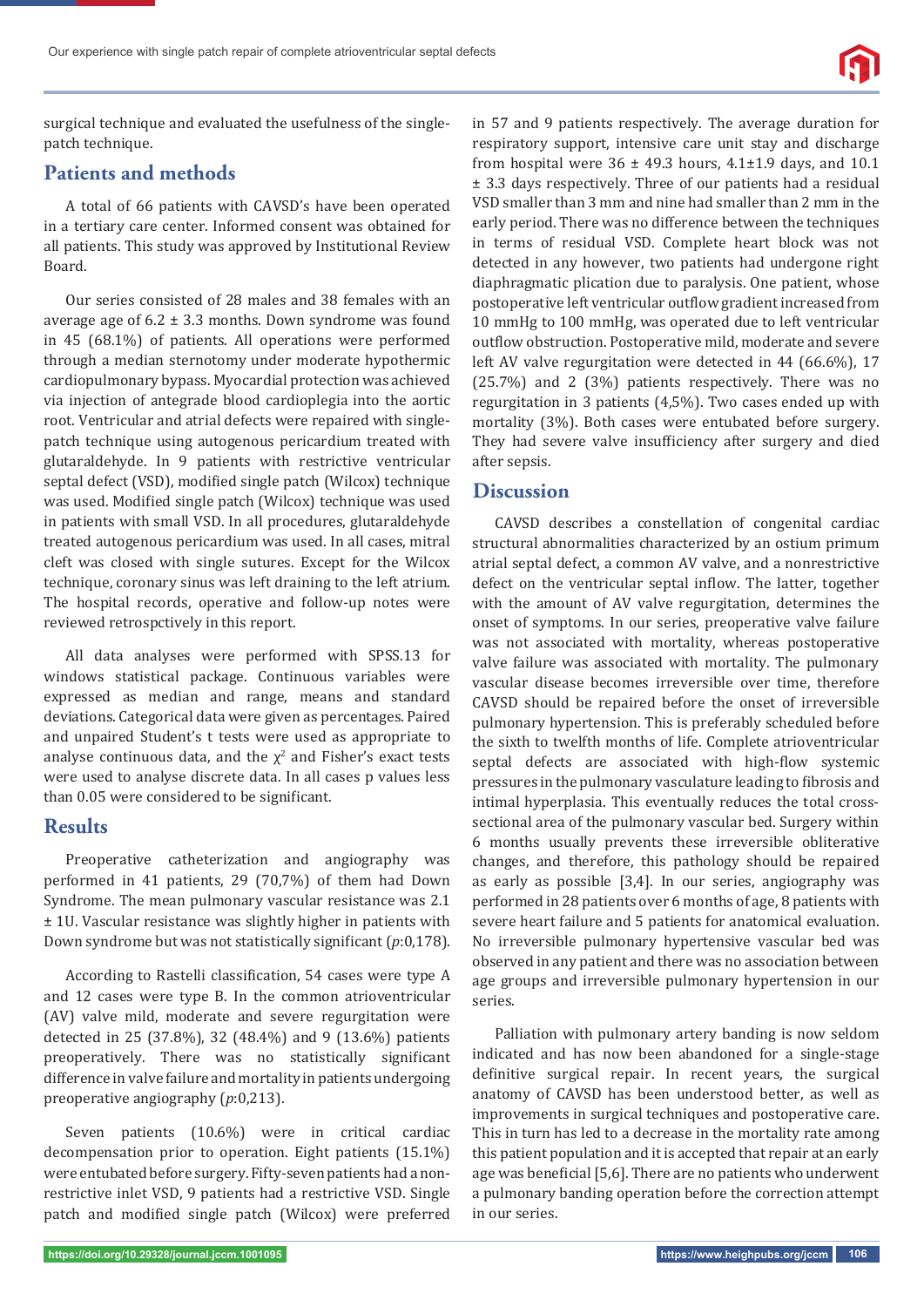surgical technique and evaluated the usefulness of the single-patch technique.

## Patients and methods

A total of 66 patients with CAVSD's have been operated in a tertiary care center. Informed consent was obtained for all patients. This study was approved by Institutional Review Board.

Our series consisted of 28 males and 38 females with an average age of 6.2 ± 3.3 months. Down syndrome was found in 45 (68.1%) of patients. All operations were performed through a median sternotomy under moderate hypothermic cardiopulmonary bypass. Myocardial protection was achieved via injection of antegrade blood cardioplegia into the aortic root. Ventricular and atrial defects were repaired with single-patch technique using autogenous pericardium treated with glutaraldehyde. In 9 patients with restrictive ventricular septal defect (VSD), modified single patch (Wilcox) technique was used. Modified single patch (Wilcox) technique was used in patients with small VSD. In all procedures, glutaraldehyde treated autogenous pericardium was used. In all cases, mitral cleft was closed with single sutures. Except for the Wilcox technique, coronary sinus was left draining to the left atrium. The hospital records, operative and follow-up notes were reviewed retrospctively in this report.

All data analyses were performed with SPSS.13 for windows statistical package. Continuous variables were expressed as median and range, means and standard deviations. Categorical data were given as percentages. Paired and unpaired Student's t tests were used as appropriate to analyse continuous data, and the $\chi^2$ and Fisher's exact tests were used to analyse discrete data. In all cases p values less than 0.05 were considered to be significant.

## Results

Preoperative catheterization and angiography was performed in 41 patients, 29 (70,7%) of them had Down Syndrome. The mean pulmonary vascular resistance was 2.1 ± 1U. Vascular resistance was slightly higher in patients with Down syndrome but was not statistically significant (*p*:0,178).

According to Rastelli classification, 54 cases were type A and 12 cases were type B. In the common atrioventricular (AV) valve mild, moderate and severe regurgitation were detected in 25 (37.8%), 32 (48.4%) and 9 (13.6%) patients preoperatively. There was no statistically significant difference in valve failure and mortality in patients undergoing preoperative angiography (*p*:0,213).

Seven patients (10.6%) were in critical cardiac decompensation prior to operation. Eight patients (15.1%) were entubated before surgery. Fifty-seven patients had a non-restrictive inlet VSD, 9 patients had a restrictive VSD. Single patch and modified single patch (Wilcox) were preferred in 57 and 9 patients respectively. The average duration for respiratory support, intensive care unit stay and discharge from hospital were 36 ± 49.3 hours, 4.1±1.9 days, and 10.1 ± 3.3 days respectively. Three of our patients had a residual VSD smaller than 3 mm and nine had smaller than 2 mm in the early period. There was no difference between the techniques in terms of residual VSD. Complete heart block was not detected in any however, two patients had undergone right diaphragmatic plication due to paralysis. One patient, whose postoperative left ventricular outflow gradient increased from 10 mmHg to 100 mmHg, was operated due to left ventricular outflow obstruction. Postoperative mild, moderate and severe left AV valve regurgitation were detected in 44 (66.6%), 17 (25.7%) and 2 (3%) patients respectively. There was no regurgitation in 3 patients (4,5%). Two cases ended up with mortality (3%). Both cases were entubated before surgery. They had severe valve insufficiency after surgery and died after sepsis.

## Discussion

CAVSD describes a constellation of congenital cardiac structural abnormalities characterized by an ostium primum atrial septal defect, a common AV valve, and a nonrestrictive defect on the ventricular septal inflow. The latter, together with the amount of AV valve regurgitation, determines the onset of symptoms. In our series, preoperative valve failure was not associated with mortality, whereas postoperative valve failure was associated with mortality. The pulmonary vascular disease becomes irreversible over time, therefore CAVSD should be repaired before the onset of irreversible pulmonary hypertension. This is preferably scheduled before the sixth to twelfth months of life. Complete atrioventricular septal defects are associated with high-flow systemic pressures in the pulmonary vasculature leading to fibrosis and intimal hyperplasia. This eventually reduces the total cross-sectional area of the pulmonary vascular bed. Surgery within 6 months usually prevents these irreversible obliterative changes, and therefore, this pathology should be repaired as early as possible [3,4]. In our series, angiography was performed in 28 patients over 6 months of age, 8 patients with severe heart failure and 5 patients for anatomical evaluation. No irreversible pulmonary hypertensive vascular bed was observed in any patient and there was no association between age groups and irreversible pulmonary hypertension in our series.

Palliation with pulmonary artery banding is now seldom indicated and has now been abandoned for a single-stage definitive surgical repair. In recent years, the surgical anatomy of CAVSD has been understood better, as well as improvements in surgical techniques and postoperative care. This in turn has led to a decrease in the mortality rate among this patient population and it is accepted that repair at an early age was beneficial [5,6]. There are no patients who underwent a pulmonary banding operation before the correction attempt in our series.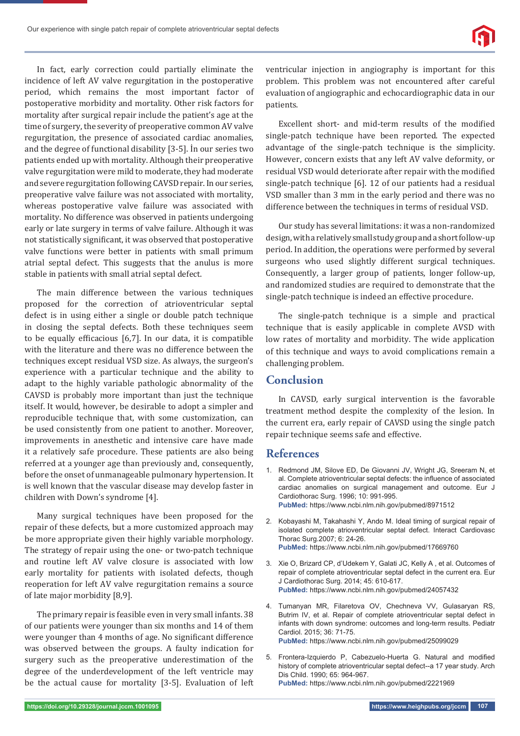In fact, early correction could partially eliminate the incidence of left AV valve regurgitation in the postoperative period, which remains the most important factor of postoperative morbidity and mortality. Other risk factors for mortality after surgical repair include the patient's age at the time of surgery, the severity of preoperative common AV valve regurgitation, the presence of associated cardiac anomalies, and the degree of functional disability [3-5]. İn our series two patients ended up with mortality. Although their preoperative valve regurgitation were mild to moderate, they had moderate and severe regurgitation following CAVSD repair. In our series, preoperative valve failure was not associated with mortality, whereas postoperative valve failure was associated with mortality. No difference was observed in patients undergoing early or late surgery in terms of valve failure. Although it was not statistically significant, it was observed that postoperative valve functions were better in patients with small primum atrial septal defect. This suggests that the anulus is more stable in patients with small atrial septal defect.

The main difference between the various techniques proposed for the correction of atrioventricular septal defect is in using either a single or double patch technique in closing the septal defects. Both these techniques seem to be equally efficacious [6,7]. In our data, it is compatible with the literature and there was no difference between the techniques except residual VSD size. As always, the surgeon's experience with a particular technique and the ability to adapt to the highly variable pathologic abnormality of the CAVSD is probably more important than just the technique itself. It would, however, be desirable to adopt a simpler and reproducible technique that, with some customization, can be used consistently from one patient to another. Moreover, improvements in anesthetic and intensive care have made it a relatively safe procedure. These patients are also being referred at a younger age than previously and, consequently, before the onset of unmanageable pulmonary hypertension. It is well known that the vascular disease may develop faster in children with Down's syndrome [4].

Many surgical techniques have been proposed for the repair of these defects, but a more customized approach may be more appropriate given their highly variable morphology. The strategy of repair using the one- or two-patch technique and routine left AV valve closure is associated with low early mortality for patients with isolated defects, though reoperation for left AV valve regurgitation remains a source of late major morbidity [8,9].

The primary repair is feasible even in very small infants. 38 of our patients were younger than six months and 14 of them were younger than 4 months of age. No significant difference was observed between the groups. A faulty indication for surgery such as the preoperative underestimation of the degree of the underdevelopment of the left ventricle may be the actual cause for mortality [3-5]. Evaluation of left ventricular injection in angiography is important for this problem. This problem was not encountered after careful evaluation of angiographic and echocardiographic data in our patients.

Excellent short- and mid-term results of the modified single-patch technique have been reported. The expected advantage of the single-patch technique is the simplicity. However, concern exists that any left AV valve deformity, or residual VSD would deteriorate after repair with the modified single-patch technique [6]. 12 of our patients had a residual VSD smaller than 3 mm in the early period and there was no difference between the techniques in terms of residual VSD.

Our study has several limitations: it was a non-randomized design, with a relatively small study group and a short follow-up period. In addition, the operations were performed by several surgeons who used slightly different surgical techniques. Consequently, a larger group of patients, longer follow-up, and randomized studies are required to demonstrate that the single-patch technique is indeed an effective procedure.

The single-patch technique is a simple and practical technique that is easily applicable in complete AVSD with low rates of mortality and morbidity. The wide application of this technique and ways to avoid complications remain a challenging problem.

## Conclusion

In CAVSD, early surgical intervention is the favorable treatment method despite the complexity of the lesion. In the current era, early repair of CAVSD using the single patch repair technique seems safe and effective.

## References

1. Redmond JM, Silove ED, De Giovanni JV, Wright JG, Sreeram N, et al. Complete atrioventricular septal defects: the influence of associated cardiac anomalies on surgical management and outcome. Eur J Cardiothorac Surg. 1996; 10: 991-995.
**PubMed:** https://www.ncbi.nlm.nih.gov/pubmed/8971512

2. Kobayashi M, Takahashi Y, Ando M. Ideal timing of surgical repair of isolated complete atrioventricular septal defect. Interact Cardiovasc Thorac Surg.2007; 6: 24-26.
**PubMed:** https://www.ncbi.nlm.nih.gov/pubmed/17669760

3. Xie O, Brizard CP, d'Udekem Y, Galati JC, Kelly A , et al. Outcomes of repair of complete atrioventricular septal defect in the current era. Eur J Cardiothorac Surg. 2014; 45: 610-617.
**PubMed:** https://www.ncbi.nlm.nih.gov/pubmed/24057432

4. Tumanyan MR, Filaretova OV, Chechneva VV, Gulasaryan RS, Butrim IV, et al. Repair of complete atrioventricular septal defect in infants with down syndrome: outcomes and long-term results. Pediatr Cardiol. 2015; 36: 71-75.
**PubMed:** https://www.ncbi.nlm.nih.gov/pubmed/25099029

5. Frontera-Izquierdo P, Cabezuelo-Huerta G. Natural and modified history of complete atrioventricular septal defect--a 17 year study. Arch Dis Child. 1990; 65: 964-967.
**PubMed:** https://www.ncbi.nlm.nih.gov/pubmed/2221969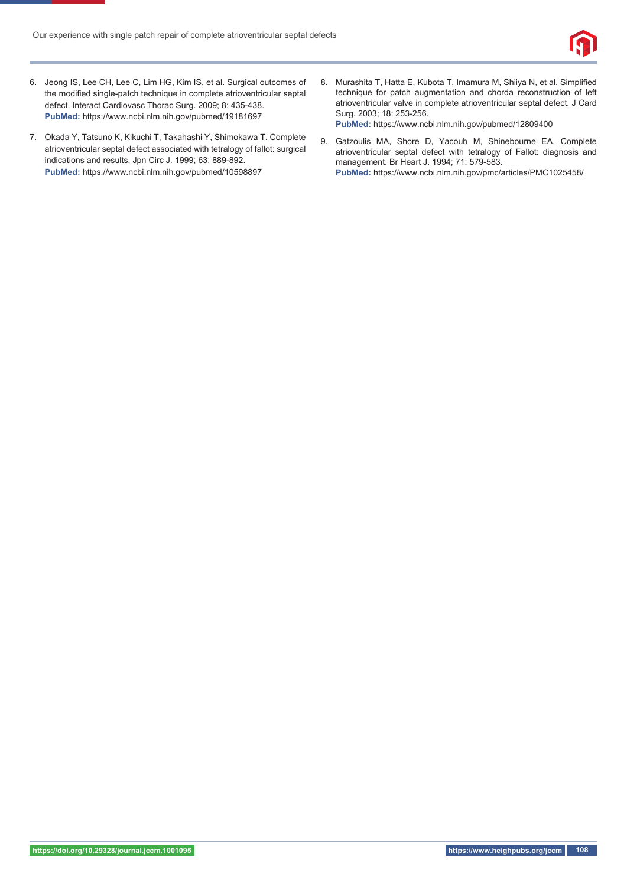6. Jeong IS, Lee CH, Lee C, Lim HG, Kim IS, et al. Surgical outcomes of the modified single-patch technique in complete atrioventricular septal defect. Interact Cardiovasc Thorac Surg. 2009; 8: 435-438.
   **PubMed:** https://www.ncbi.nlm.nih.gov/pubmed/19181697

7. Okada Y, Tatsuno K, Kikuchi T, Takahashi Y, Shimokawa T. Complete atrioventricular septal defect associated with tetralogy of fallot: surgical indications and results. Jpn Circ J. 1999; 63: 889-892.
   **PubMed:** https://www.ncbi.nlm.nih.gov/pubmed/10598897

8. Murashita T, Hatta E, Kubota T, Imamura M, Shiiya N, et al. Simplified technique for patch augmentation and chorda reconstruction of left atrioventricular valve in complete atrioventricular septal defect. J Card Surg. 2003; 18: 253-256.
   **PubMed:** https://www.ncbi.nlm.nih.gov/pubmed/12809400

9. Gatzoulis MA, Shore D, Yacoub M, Shinebourne EA. Complete atrioventricular septal defect with tetralogy of Fallot: diagnosis and management. Br Heart J. 1994; 71: 579-583.
   **PubMed:** https://www.ncbi.nlm.nih.gov/pmc/articles/PMC1025458/